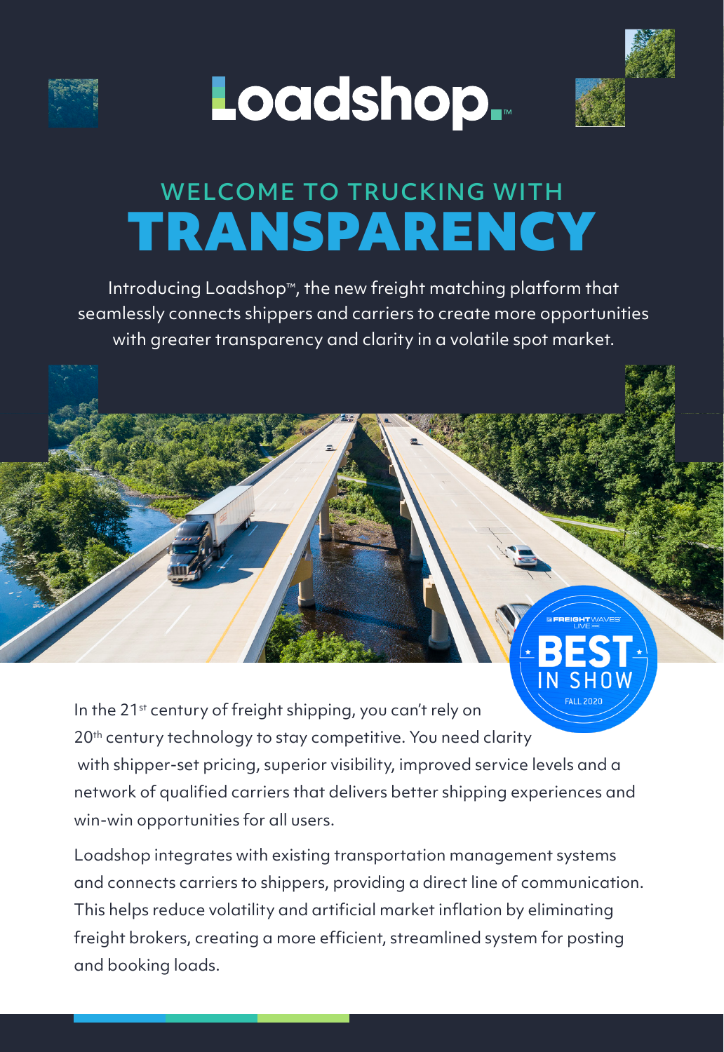# Loadshop™

## WELCOME TO TRUCKING WITH TRANSPARENCY

Introducing Loadshop™, the new freight matching platform that seamlessly connects shippers and carriers to create more opportunities with greater transparency and clarity in a volatile spot market.

FREIGHTWAVES LIVE BEST IN SHOW FALL 2020

In the 21st century of freight shipping, you can't rely on 20th century technology to stay competitive. You need clarity with shipper-set pricing, superior visibility, improved service levels and a network of qualified carriers that delivers better shipping experiences and win-win opportunities for all users.

Loadshop integrates with existing transportation management systems and connects carriers to shippers, providing a direct line of communication. This helps reduce volatility and artificial market inflation by eliminating freight brokers, creating a more efficient, streamlined system for posting and booking loads.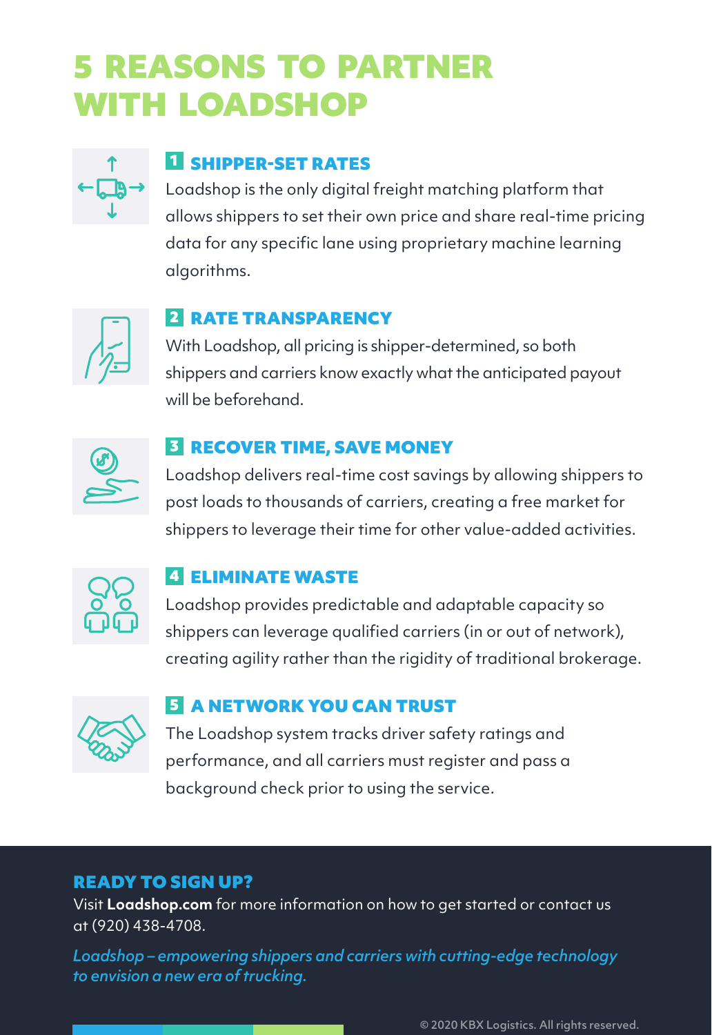# 5 REASONS TO PARTNER WITH LOADSHOP

## 1 SHIPPER-SET RATES

Loadshop is the only digital freight matching platform that allows shippers to set their own price and share real-time pricing data for any specific lane using proprietary machine learning algorithms.

## 2 RATE TRANSPARENCY

With Loadshop, all pricing is shipper-determined, so both shippers and carriers know exactly what the anticipated payout will be beforehand.

## 3 RECOVER TIME, SAVE MONEY

Loadshop delivers real-time cost savings by allowing shippers to post loads to thousands of carriers, creating a free market for shippers to leverage their time for other value-added activities.

## 4 ELIMINATE WASTE

Loadshop provides predictable and adaptable capacity so shippers can leverage qualified carriers (in or out of network), creating agility rather than the rigidity of traditional brokerage.

## 5 A NETWORK YOU CAN TRUST

The Loadshop system tracks driver safety ratings and performance, and all carriers must register and pass a background check prior to using the service.

## READY TO SIGN UP?

Visit **Loadshop.com** for more information on how to get started or contact us at (920) 438-4708.

*Loadshop – empowering shippers and carriers with cutting-edge technology to envision a new era of trucking.*

© 2020 KBX Logistics. All rights reserved.